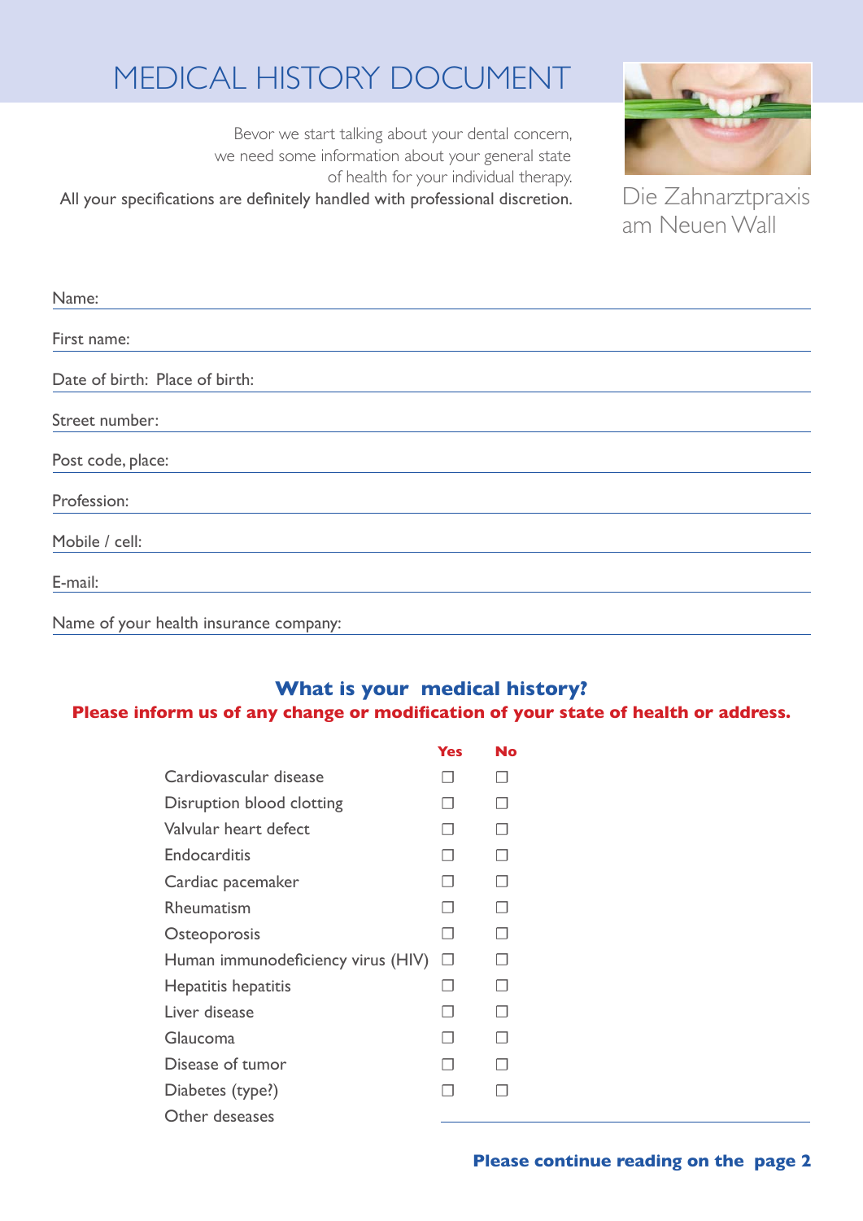# MEDICAL HISTORY DOCUMENT

Bevor we start talking about your dental concern,
we need some information about your general state
of health for your individual therapy.
All your specifications are definitely handled with professional discretion.

Die Zahnarztpraxis
am Neuen Wall

Name: ______________________________

First name: ______________________________

Date of birth: Place of birth: ______________________________

Street number: ______________________________

Post code, place: ______________________________

Profession: ______________________________

Mobile / cell: ______________________________

E-mail: ______________________________

Name of your health insurance company: ______________________________

## What is your medical history?

**Please inform us of any change or modification of your state of health or address.**

| | Yes | No |
|---|---|---|
| Cardiovascular disease | ☐ | ☐ |
| Disruption blood clotting | ☐ | ☐ |
| Valvular heart defect | ☐ | ☐ |
| Endocarditis | ☐ | ☐ |
| Cardiac pacemaker | ☐ | ☐ |
| Rheumatism | ☐ | ☐ |
| Osteoporosis | ☐ | ☐ |
| Human immunodeficiency virus (HIV) | ☐ | ☐ |
| Hepatitis hepatitis | ☐ | ☐ |
| Liver disease | ☐ | ☐ |
| Glaucoma | ☐ | ☐ |
| Disease of tumor | ☐ | ☐ |
| Diabetes (type?) | ☐ | ☐ |

Other deseases ______________________________

**Please continue reading on the page 2**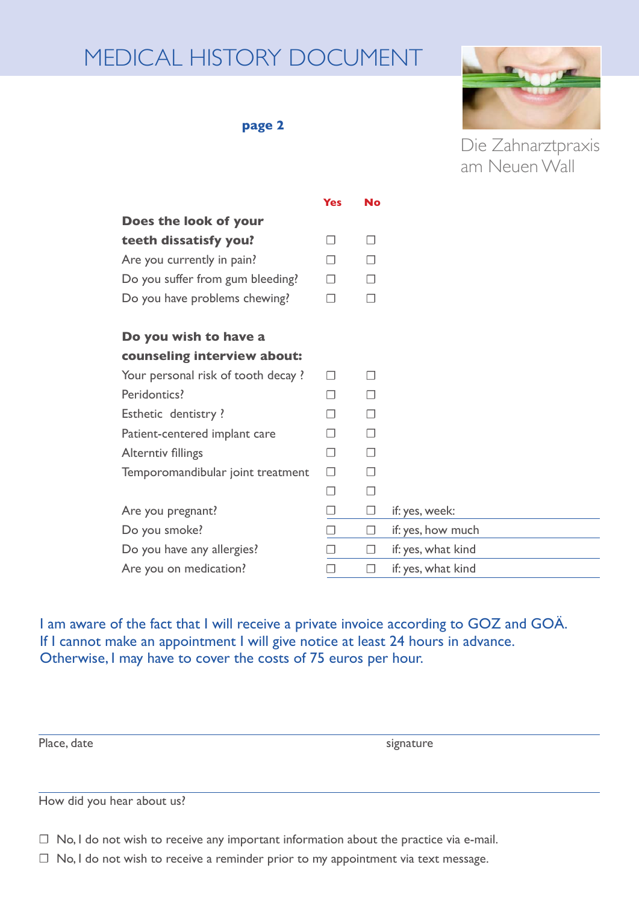# MEDICAL HISTORY DOCUMENT

**page 2**

Die Zahnarztpraxis am Neuen Wall

| | Yes | No | |
|---|---|---|---|
| **Does the look of your teeth dissatisfy you?** | ☐ | ☐ | |
| Are you currently in pain? | ☐ | ☐ | |
| Do you suffer from gum bleeding? | ☐ | ☐ | |
| Do you have problems chewing? | ☐ | ☐ | |
| **Do you wish to have a counseling interview about:** | | | |
| Your personal risk of tooth decay ? | ☐ | ☐ | |
| Peridontics? | ☐ | ☐ | |
| Esthetic dentistry ? | ☐ | ☐ | |
| Patient-centered implant care | ☐ | ☐ | |
| Alterntiv fillings | ☐ | ☐ | |
| Temporomandibular joint treatment | ☐ | ☐ | |
| | ☐ | ☐ | |
| Are you pregnant? | ☐ | ☐ | if: yes, week: |
| Do you smoke? | ☐ | ☐ | if: yes, how much |
| Do you have any allergies? | ☐ | ☐ | if: yes, what kind |
| Are you on medication? | ☐ | ☐ | if: yes, what kind |

I am aware of the fact that I will receive a private invoice according to GOZ and GOÄ.
If I cannot make an appointment I will give notice at least 24 hours in advance.
Otherwise, I may have to cover the costs of 75 euros per hour.

Place, date signature

How did you hear about us?

☐ No, I do not wish to receive any important information about the practice via e-mail.

☐ No, I do not wish to receive a reminder prior to my appointment via text message.